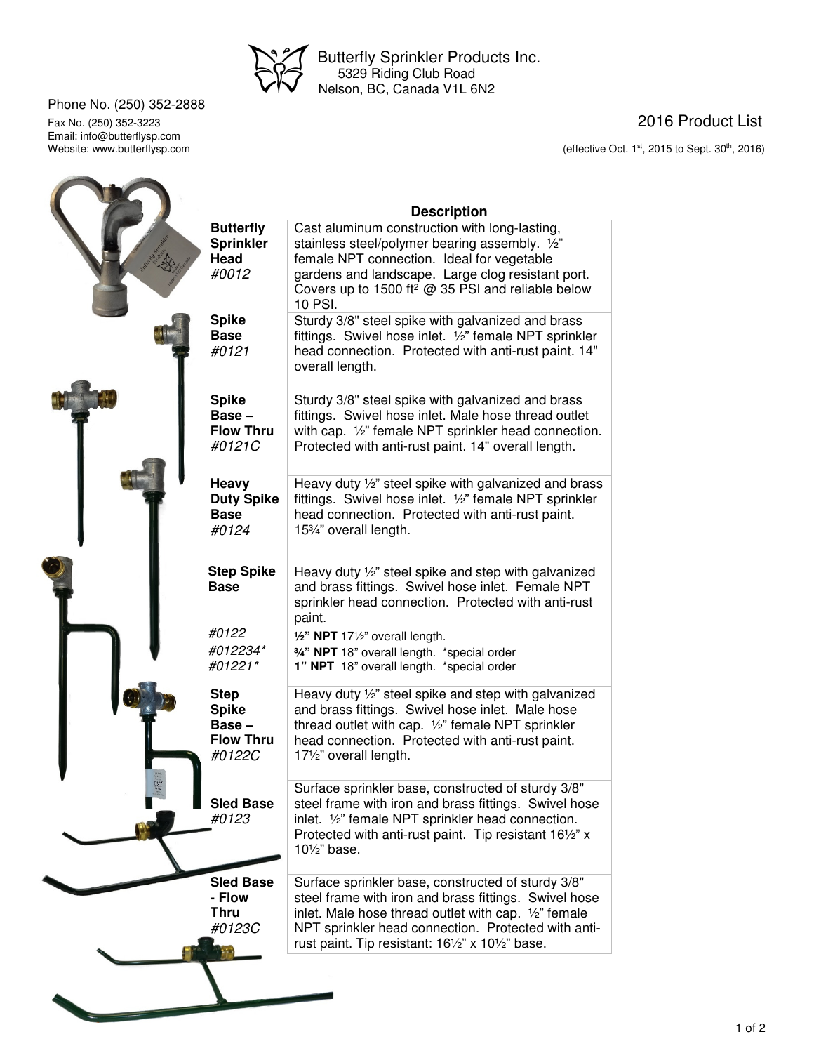Butterfly Sprinkler Products Inc.
5329 Riding Club Road
Nelson, BC, Canada V1L 6N2

Phone No. (250) 352-2888
Fax No. (250) 352-3223
Email: info@butterflysp.com
Website: www.butterflysp.com

# 2016 Product List

(effective Oct. 1st, 2015 to Sept. 30th, 2016)

| | Description |
|---|---|
| **Butterfly Sprinkler Head** *#0012* | Cast aluminum construction with long-lasting, stainless steel/polymer bearing assembly. ½" female NPT connection. Ideal for vegetable gardens and landscape. Large clog resistant port. Covers up to 1500 ft² @ 35 PSI and reliable below 10 PSI. |
| **Spike Base** *#0121* | Sturdy 3/8" steel spike with galvanized and brass fittings. Swivel hose inlet. ½" female NPT sprinkler head connection. Protected with anti-rust paint. 14" overall length. |
| **Spike Base – Flow Thru** *#0121C* | Sturdy 3/8" steel spike with galvanized and brass fittings. Swivel hose inlet. Male hose thread outlet with cap. ½" female NPT sprinkler head connection. Protected with anti-rust paint. 14" overall length. |
| **Heavy Duty Spike Base** *#0124* | Heavy duty ½" steel spike with galvanized and brass fittings. Swivel hose inlet. ½" female NPT sprinkler head connection. Protected with anti-rust paint. 15¾" overall length. |
| **Step Spike Base** | Heavy duty ½" steel spike and step with galvanized and brass fittings. Swivel hose inlet. Female NPT sprinkler head connection. Protected with anti-rust paint. |
| *#0122* | **½" NPT** 17½" overall length. |
| *#012234\** | **¾" NPT** 18" overall length. \*special order |
| *#01221\** | **1" NPT** 18" overall length. \*special order |
| **Step Spike Base – Flow Thru** *#0122C* | Heavy duty ½" steel spike and step with galvanized and brass fittings. Swivel hose inlet. Male hose thread outlet with cap. ½" female NPT sprinkler head connection. Protected with anti-rust paint. 17½" overall length. |
| **Sled Base** *#0123* | Surface sprinkler base, constructed of sturdy 3/8" steel frame with iron and brass fittings. Swivel hose inlet. ½" female NPT sprinkler head connection. Protected with anti-rust paint. Tip resistant 16½" x 10½" base. |
| **Sled Base - Flow Thru** *#0123C* | Surface sprinkler base, constructed of sturdy 3/8" steel frame with iron and brass fittings. Swivel hose inlet. Male hose thread outlet with cap. ½" female NPT sprinkler head connection. Protected with anti-rust paint. Tip resistant: 16½" x 10½" base. |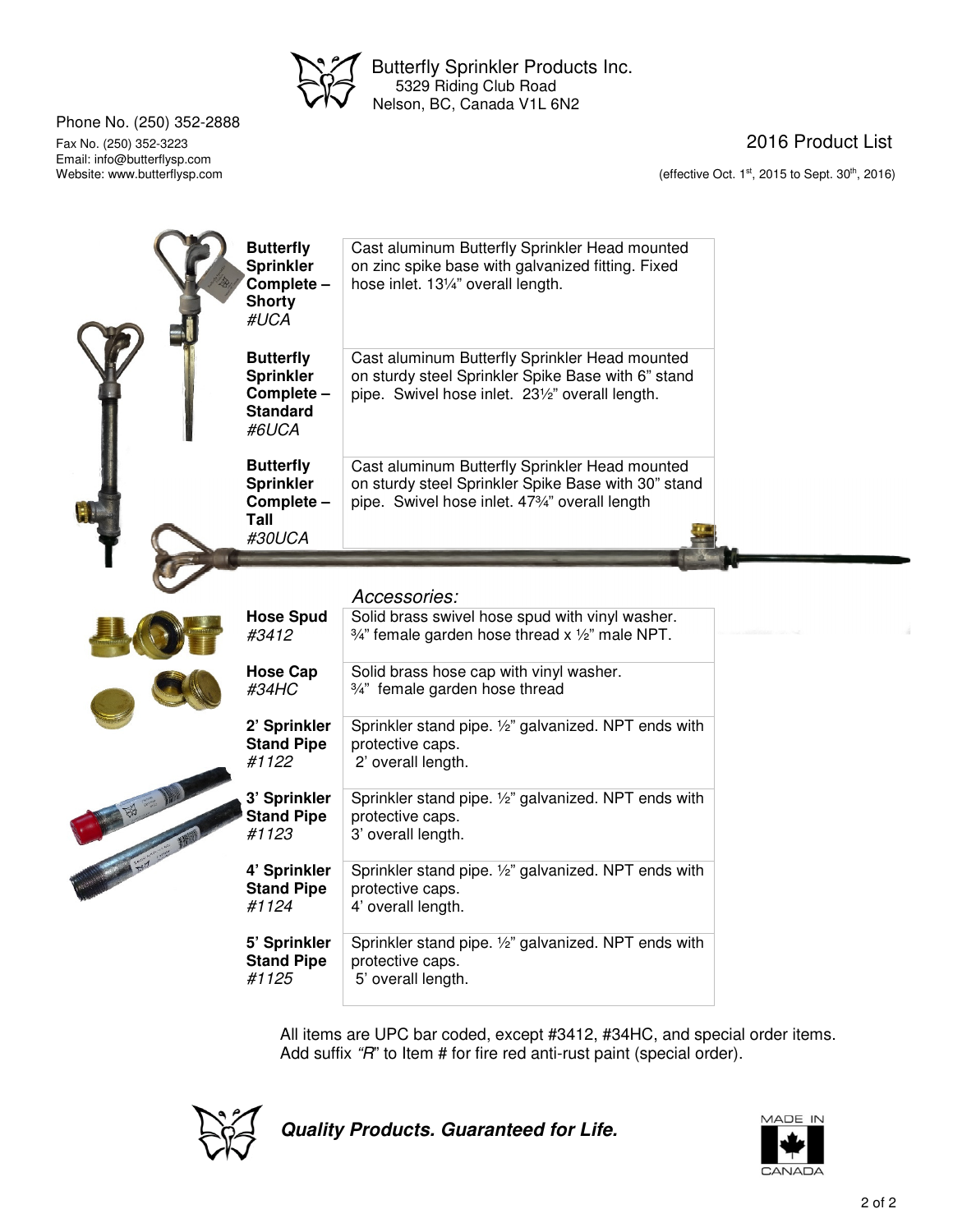# Butterfly Sprinkler Products Inc.

5329 Riding Club Road
Nelson, BC, Canada V1L 6N2

Phone No. (250) 352-2888
Fax No. (250) 352-3223
Email: info@butterflysp.com
Website: www.butterflysp.com

## 2016 Product List

(effective Oct. 1st, 2015 to Sept. 30th, 2016)

| | |
|---|---|
| **Butterfly Sprinkler Complete – Shorty** *#UCA* | Cast aluminum Butterfly Sprinkler Head mounted on zinc spike base with galvanized fitting. Fixed hose inlet. 13¼" overall length. |
| **Butterfly Sprinkler Complete – Standard** *#6UCA* | Cast aluminum Butterfly Sprinkler Head mounted on sturdy steel Sprinkler Spike Base with 6" stand pipe. Swivel hose inlet. 23½" overall length. |
| **Butterfly Sprinkler Complete – Tall** *#30UCA* | Cast aluminum Butterfly Sprinkler Head mounted on sturdy steel Sprinkler Spike Base with 30" stand pipe. Swivel hose inlet. 47¾" overall length |

### *Accessories:*

| | |
|---|---|
| **Hose Spud** *#3412* | Solid brass swivel hose spud with vinyl washer. ¾" female garden hose thread x ½" male NPT. |
| **Hose Cap** *#34HC* | Solid brass hose cap with vinyl washer. ¾" female garden hose thread |
| **2' Sprinkler Stand Pipe** *#1122* | Sprinkler stand pipe. ½" galvanized. NPT ends with protective caps. 2' overall length. |
| **3' Sprinkler Stand Pipe** *#1123* | Sprinkler stand pipe. ½" galvanized. NPT ends with protective caps. 3' overall length. |
| **4' Sprinkler Stand Pipe** *#1124* | Sprinkler stand pipe. ½" galvanized. NPT ends with protective caps. 4' overall length. |
| **5' Sprinkler Stand Pipe** *#1125* | Sprinkler stand pipe. ½" galvanized. NPT ends with protective caps. 5' overall length. |

All items are UPC bar coded, except #3412, #34HC, and special order items.
Add suffix *"R"* to Item # for fire red anti-rust paint (special order).

***Quality Products. Guaranteed for Life.***

MADE IN CANADA